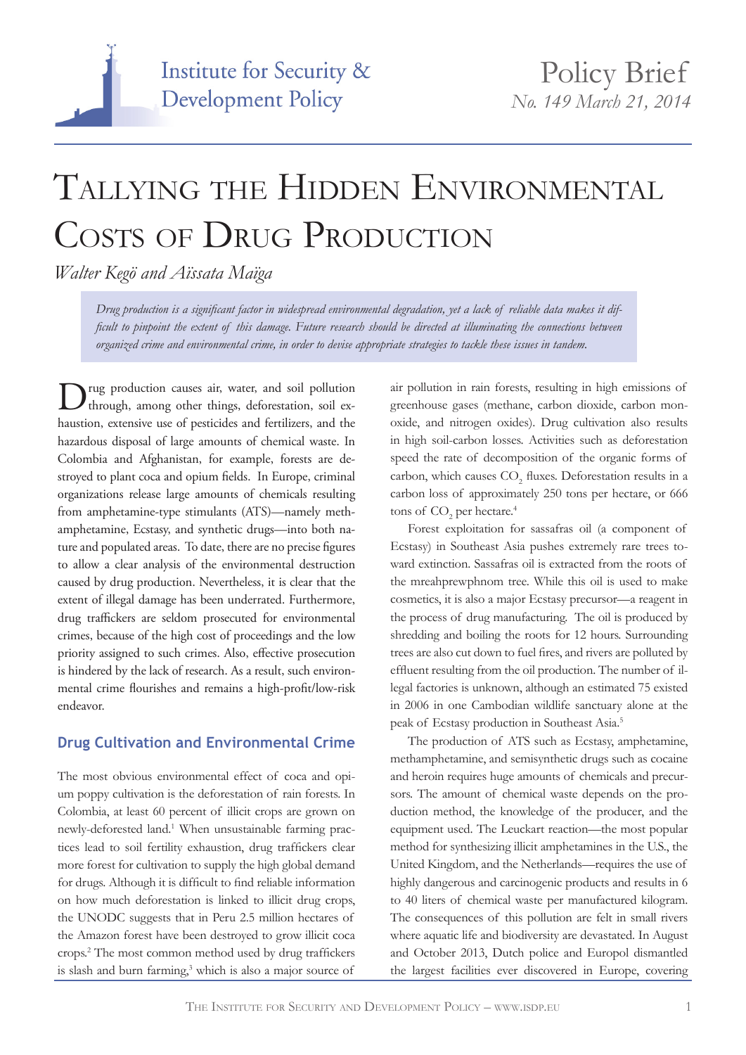Institute for Security & Development Policy

Policy Brief
*No. 149 March 21, 2014*

# Tallying the Hidden Environmental Costs of Drug Production

*Walter Kegö and Aïssata Maïga*

*Drug production is a significant factor in widespread environmental degradation, yet a lack of reliable data makes it difficult to pinpoint the extent of this damage. Future research should be directed at illuminating the connections between organized crime and environmental crime, in order to devise appropriate strategies to tackle these issues in tandem.*

Drug production causes air, water, and soil pollution through, among other things, deforestation, soil exhaustion, extensive use of pesticides and fertilizers, and the hazardous disposal of large amounts of chemical waste. In Colombia and Afghanistan, for example, forests are destroyed to plant coca and opium fields. In Europe, criminal organizations release large amounts of chemicals resulting from amphetamine-type stimulants (ATS)—namely methamphetamine, Ecstasy, and synthetic drugs—into both nature and populated areas. To date, there are no precise figures to allow a clear analysis of the environmental destruction caused by drug production. Nevertheless, it is clear that the extent of illegal damage has been underrated. Furthermore, drug traffickers are seldom prosecuted for environmental crimes, because of the high cost of proceedings and the low priority assigned to such crimes. Also, effective prosecution is hindered by the lack of research. As a result, such environmental crime flourishes and remains a high-profit/low-risk endeavor.

## Drug Cultivation and Environmental Crime

The most obvious environmental effect of coca and opium poppy cultivation is the deforestation of rain forests. In Colombia, at least 60 percent of illicit crops are grown on newly-deforested land.[1] When unsustainable farming practices lead to soil fertility exhaustion, drug traffickers clear more forest for cultivation to supply the high global demand for drugs. Although it is difficult to find reliable information on how much deforestation is linked to illicit drug crops, the UNODC suggests that in Peru 2.5 million hectares of the Amazon forest have been destroyed to grow illicit coca crops.[2] The most common method used by drug traffickers is slash and burn farming,[3] which is also a major source of air pollution in rain forests, resulting in high emissions of greenhouse gases (methane, carbon dioxide, carbon monoxide, and nitrogen oxides). Drug cultivation also results in high soil-carbon losses. Activities such as deforestation speed the rate of decomposition of the organic forms of carbon, which causes $CO_2$ fluxes. Deforestation results in a carbon loss of approximately 250 tons per hectare, or 666 tons of $CO_2$ per hectare.[4]

Forest exploitation for sassafras oil (a component of Ecstasy) in Southeast Asia pushes extremely rare trees toward extinction. Sassafras oil is extracted from the roots of the mreahprewphnom tree. While this oil is used to make cosmetics, it is also a major Ecstasy precursor—a reagent in the process of drug manufacturing. The oil is produced by shredding and boiling the roots for 12 hours. Surrounding trees are also cut down to fuel fires, and rivers are polluted by effluent resulting from the oil production. The number of illegal factories is unknown, although an estimated 75 existed in 2006 in one Cambodian wildlife sanctuary alone at the peak of Ecstasy production in Southeast Asia.[5]

The production of ATS such as Ecstasy, amphetamine, methamphetamine, and semisynthetic drugs such as cocaine and heroin requires huge amounts of chemicals and precursors. The amount of chemical waste depends on the production method, the knowledge of the producer, and the equipment used. The Leuckart reaction—the most popular method for synthesizing illicit amphetamines in the U.S., the United Kingdom, and the Netherlands—requires the use of highly dangerous and carcinogenic products and results in 6 to 40 liters of chemical waste per manufactured kilogram. The consequences of this pollution are felt in small rivers where aquatic life and biodiversity are devastated. In August and October 2013, Dutch police and Europol dismantled the largest facilities ever discovered in Europe, covering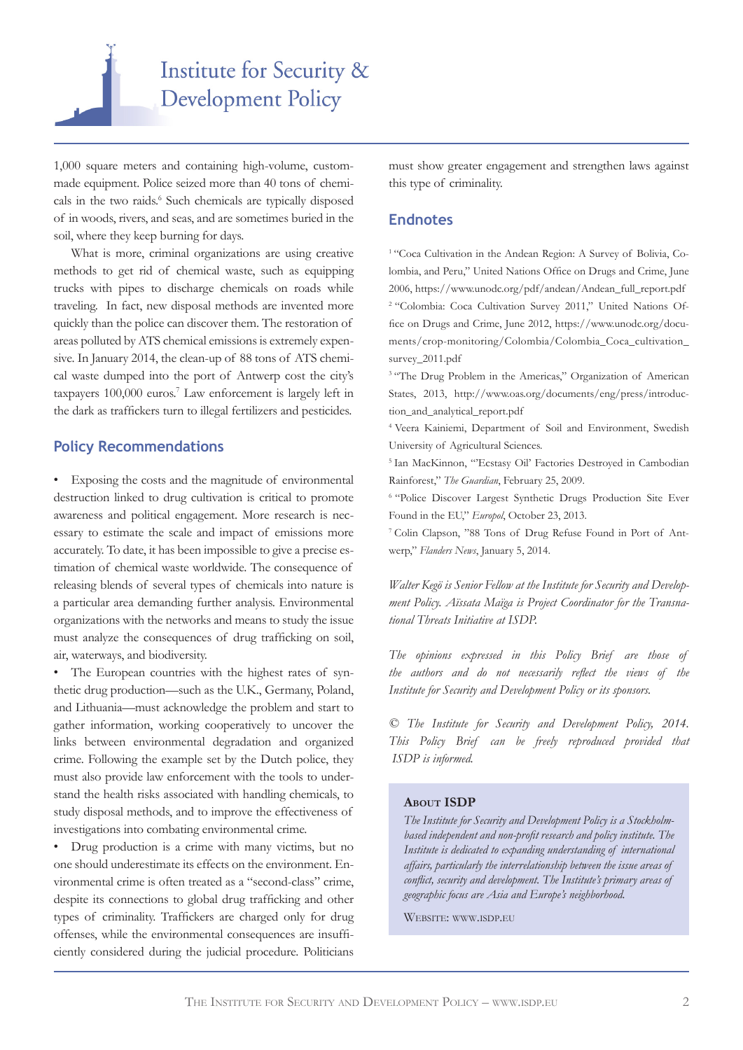1,000 square meters and containing high-volume, custom-made equipment. Police seized more than 40 tons of chemicals in the two raids.[6] Such chemicals are typically disposed of in woods, rivers, and seas, and are sometimes buried in the soil, where they keep burning for days.

What is more, criminal organizations are using creative methods to get rid of chemical waste, such as equipping trucks with pipes to discharge chemicals on roads while traveling. In fact, new disposal methods are invented more quickly than the police can discover them. The restoration of areas polluted by ATS chemical emissions is extremely expensive. In January 2014, the clean-up of 88 tons of ATS chemical waste dumped into the port of Antwerp cost the city's taxpayers 100,000 euros.[7] Law enforcement is largely left in the dark as traffickers turn to illegal fertilizers and pesticides.

## Policy Recommendations

- Exposing the costs and the magnitude of environmental destruction linked to drug cultivation is critical to promote awareness and political engagement. More research is necessary to estimate the scale and impact of emissions more accurately. To date, it has been impossible to give a precise estimation of chemical waste worldwide. The consequence of releasing blends of several types of chemicals into nature is a particular area demanding further analysis. Environmental organizations with the networks and means to study the issue must analyze the consequences of drug trafficking on soil, air, waterways, and biodiversity.
- The European countries with the highest rates of synthetic drug production—such as the U.K., Germany, Poland, and Lithuania—must acknowledge the problem and start to gather information, working cooperatively to uncover the links between environmental degradation and organized crime. Following the example set by the Dutch police, they must also provide law enforcement with the tools to understand the health risks associated with handling chemicals, to study disposal methods, and to improve the effectiveness of investigations into combating environmental crime.
- Drug production is a crime with many victims, but no one should underestimate its effects on the environment. Environmental crime is often treated as a "second-class" crime, despite its connections to global drug trafficking and other types of criminality. Traffickers are charged only for drug offenses, while the environmental consequences are insufficiently considered during the judicial procedure. Politicians must show greater engagement and strengthen laws against this type of criminality.

## Endnotes

[1] "Coca Cultivation in the Andean Region: A Survey of Bolivia, Colombia, and Peru," United Nations Office on Drugs and Crime, June 2006, https://www.unodc.org/pdf/andean/Andean_full_report.pdf

[2] "Colombia: Coca Cultivation Survey 2011," United Nations Office on Drugs and Crime, June 2012, https://www.unodc.org/documents/crop-monitoring/Colombia/Colombia_Coca_cultivation_survey_2011.pdf

[3] "The Drug Problem in the Americas," Organization of American States, 2013, http://www.oas.org/documents/eng/press/introduction_and_analytical_report.pdf

[4] Veera Kainiemi, Department of Soil and Environment, Swedish University of Agricultural Sciences.

[5] Ian MacKinnon, "'Ecstasy Oil' Factories Destroyed in Cambodian Rainforest," *The Guardian*, February 25, 2009.

[6] "Police Discover Largest Synthetic Drugs Production Site Ever Found in the EU," *Europol*, October 23, 2013.

[7] Colin Clapson, "88 Tons of Drug Refuse Found in Port of Antwerp," *Flanders News*, January 5, 2014.

*Walter Kegö is Senior Fellow at the Institute for Security and Development Policy. Aïssata Maïga is Project Coordinator for the Transnational Threats Initiative at ISDP.*

*The opinions expressed in this Policy Brief are those of the authors and do not necessarily reflect the views of the Institute for Security and Development Policy or its sponsors.*

*© The Institute for Security and Development Policy, 2014. This Policy Brief can be freely reproduced provided that ISDP is informed.*

**About ISDP**

*The Institute for Security and Development Policy is a Stockholm-based independent and non-profit research and policy institute. The Institute is dedicated to expanding understanding of international affairs, particularly the interrelationship between the issue areas of conflict, security and development. The Institute's primary areas of geographic focus are Asia and Europe's neighborhood.*

Website: www.isdp.eu